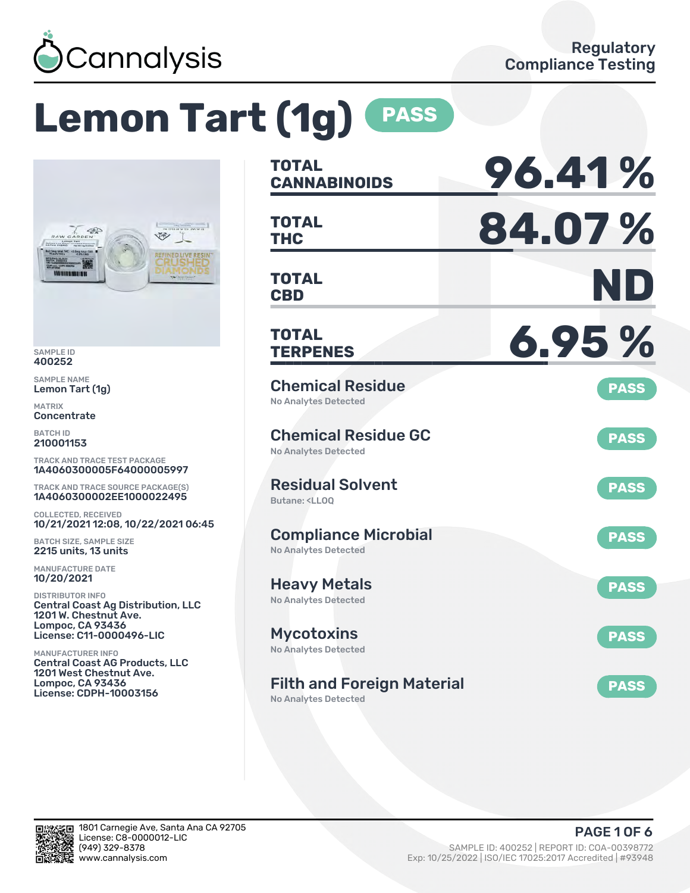Cannalysis

Regulatory Compliance Testing

# Lemon Tart (1g) PASS

SAMPLE ID
400252

SAMPLE NAME
Lemon Tart (1g)

MATRIX
Concentrate

BATCH ID
210001153

TRACK AND TRACE TEST PACKAGE
1A4060300005F64000005997

TRACK AND TRACE SOURCE PACKAGE(S)
1A4060300002EE1000022495

COLLECTED, RECEIVED
10/21/2021 12:08, 10/22/2021 06:45

BATCH SIZE, SAMPLE SIZE
2215 units, 13 units

MANUFACTURE DATE
10/20/2021

DISTRIBUTOR INFO
Central Coast Ag Distribution, LLC
1201 W. Chestnut Ave.
Lompoc, CA 93436
License: C11-0000496-LIC

MANUFACTURER INFO
Central Coast AG Products, LLC
1201 West Chestnut Ave.
Lompoc, CA 93436
License: CDPH-10003156

| | |
|---|---|
| **TOTAL CANNABINOIDS** | **96.41 %** |
| **TOTAL THC** | **84.07 %** |
| **TOTAL CBD** | **ND** |
| **TOTAL TERPENES** | **6.95 %** |

| Test | Result | Status |
|---|---|---|
| Chemical Residue | No Analytes Detected | PASS |
| Chemical Residue GC | No Analytes Detected | PASS |
| Residual Solvent | Butane: <LLOQ | PASS |
| Compliance Microbial | No Analytes Detected | PASS |
| Heavy Metals | No Analytes Detected | PASS |
| Mycotoxins | No Analytes Detected | PASS |
| Filth and Foreign Material | No Analytes Detected | PASS |

1801 Carnegie Ave, Santa Ana CA 92705
License: C8-0000012-LIC
(949) 329-8378
www.cannalysis.com

SAMPLE ID: 400252 | REPORT ID: COA-00398772
Exp: 10/25/2022 | ISO/IEC 17025:2017 Accredited | #93948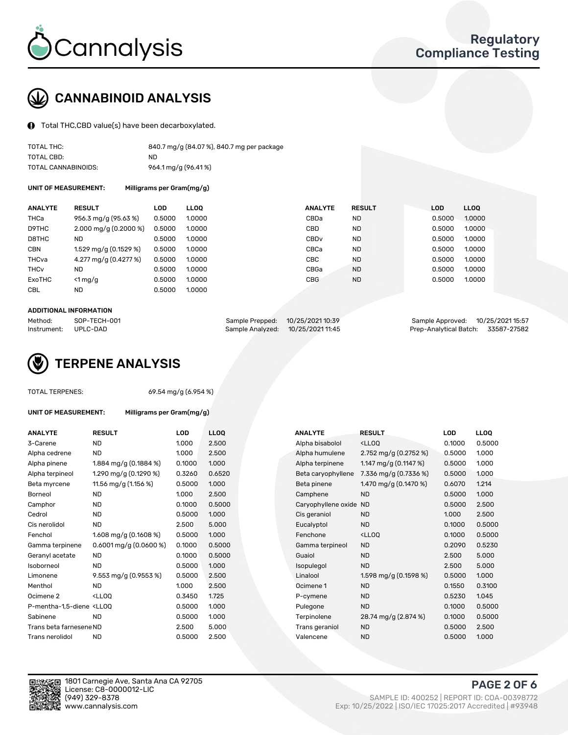Cannalysis

Regulatory Compliance Testing

## CANNABINOID ANALYSIS

Total THC,CBD value(s) have been decarboxylated.

| | |
|---|---|
| TOTAL THC: | 840.7 mg/g (84.07 %), 840.7 mg per package |
| TOTAL CBD: | ND |
| TOTAL CANNABINOIDS: | 964.1 mg/g (96.41 %) |

**UNIT OF MEASUREMENT:** Milligrams per Gram(mg/g)

| ANALYTE | RESULT | LOD | LLOQ | ANALYTE | RESULT | LOD | LLOQ |
|---|---|---|---|---|---|---|---|
| THCa | 956.3 mg/g (95.63 %) | 0.5000 | 1.0000 | CBDa | ND | 0.5000 | 1.0000 |
| D9THC | 2.000 mg/g (0.2000 %) | 0.5000 | 1.0000 | CBD | ND | 0.5000 | 1.0000 |
| D8THC | ND | 0.5000 | 1.0000 | CBDv | ND | 0.5000 | 1.0000 |
| CBN | 1.529 mg/g (0.1529 %) | 0.5000 | 1.0000 | CBCa | ND | 0.5000 | 1.0000 |
| THCva | 4.277 mg/g (0.4277 %) | 0.5000 | 1.0000 | CBC | ND | 0.5000 | 1.0000 |
| THCv | ND | 0.5000 | 1.0000 | CBGa | ND | 0.5000 | 1.0000 |
| ExoTHC | <1 mg/g | 0.5000 | 1.0000 | CBG | ND | 0.5000 | 1.0000 |
| CBL | ND | 0.5000 | 1.0000 | | | | |

**ADDITIONAL INFORMATION**

| | | | | | |
|---|---|---|---|---|---|
| Method: | SOP-TECH-001 | Sample Prepped: | 10/25/2021 10:39 | Sample Approved: | 10/25/2021 15:57 |
| Instrument: | UPLC-DAD | Sample Analyzed: | 10/25/2021 11:45 | Prep-Analytical Batch: | 33587-27582 |

## TERPENE ANALYSIS

TOTAL TERPENES: 69.54 mg/g (6.954 %)

**UNIT OF MEASUREMENT:** Milligrams per Gram(mg/g)

| ANALYTE | RESULT | LOD | LLOQ | ANALYTE | RESULT | LOD | LLOQ |
|---|---|---|---|---|---|---|---|
| 3-Carene | ND | 1.000 | 2.500 | Alpha bisabolol | <LLOQ | 0.1000 | 0.5000 |
| Alpha cedrene | ND | 1.000 | 2.500 | Alpha humulene | 2.752 mg/g (0.2752 %) | 0.5000 | 1.000 |
| Alpha pinene | 1.884 mg/g (0.1884 %) | 0.1000 | 1.000 | Alpha terpinene | 1.147 mg/g (0.1147 %) | 0.5000 | 1.000 |
| Alpha terpineol | 1.290 mg/g (0.1290 %) | 0.3260 | 0.6520 | Beta caryophyllene | 7.336 mg/g (0.7336 %) | 0.5000 | 1.000 |
| Beta myrcene | 11.56 mg/g (1.156 %) | 0.5000 | 1.000 | Beta pinene | 1.470 mg/g (0.1470 %) | 0.6070 | 1.214 |
| Borneol | ND | 1.000 | 2.500 | Camphene | ND | 0.5000 | 1.000 |
| Camphor | ND | 0.1000 | 0.5000 | Caryophyllene oxide | ND | 0.5000 | 2.500 |
| Cedrol | ND | 0.5000 | 1.000 | Cis geraniol | ND | 1.000 | 2.500 |
| Cis nerolidol | ND | 2.500 | 5.000 | Eucalyptol | ND | 0.1000 | 0.5000 |
| Fenchol | 1.608 mg/g (0.1608 %) | 0.5000 | 1.000 | Fenchone | <LLOQ | 0.1000 | 0.5000 |
| Gamma terpinene | 0.6001 mg/g (0.0600 %) | 0.1000 | 0.5000 | Gamma terpineol | ND | 0.2090 | 0.5230 |
| Geranyl acetate | ND | 0.1000 | 0.5000 | Guaiol | ND | 2.500 | 5.000 |
| Isoborneol | ND | 0.5000 | 1.000 | Isopulegol | ND | 2.500 | 5.000 |
| Limonene | 9.553 mg/g (0.9553 %) | 0.5000 | 2.500 | Linalool | 1.598 mg/g (0.1598 %) | 0.5000 | 1.000 |
| Menthol | ND | 1.000 | 2.500 | Ocimene 1 | ND | 0.1550 | 0.3100 |
| Ocimene 2 | <LLOQ | 0.3450 | 1.725 | P-cymene | ND | 0.5230 | 1.045 |
| P-mentha-1,5-diene | <LLOQ | 0.5000 | 1.000 | Pulegone | ND | 0.1000 | 0.5000 |
| Sabinene | ND | 0.5000 | 1.000 | Terpinolene | 28.74 mg/g (2.874 %) | 0.1000 | 0.5000 |
| Trans beta farnesene | ND | 2.500 | 5.000 | Trans geraniol | ND | 0.5000 | 2.500 |
| Trans nerolidol | ND | 0.5000 | 2.500 | Valencene | ND | 0.5000 | 1.000 |

1801 Carnegie Ave, Santa Ana CA 92705
License: C8-0000012-LIC
(949) 329-8378
www.cannalysis.com

SAMPLE ID: 400252 | REPORT ID: COA-00398772
Exp: 10/25/2022 | ISO/IEC 17025:2017 Accredited | #93948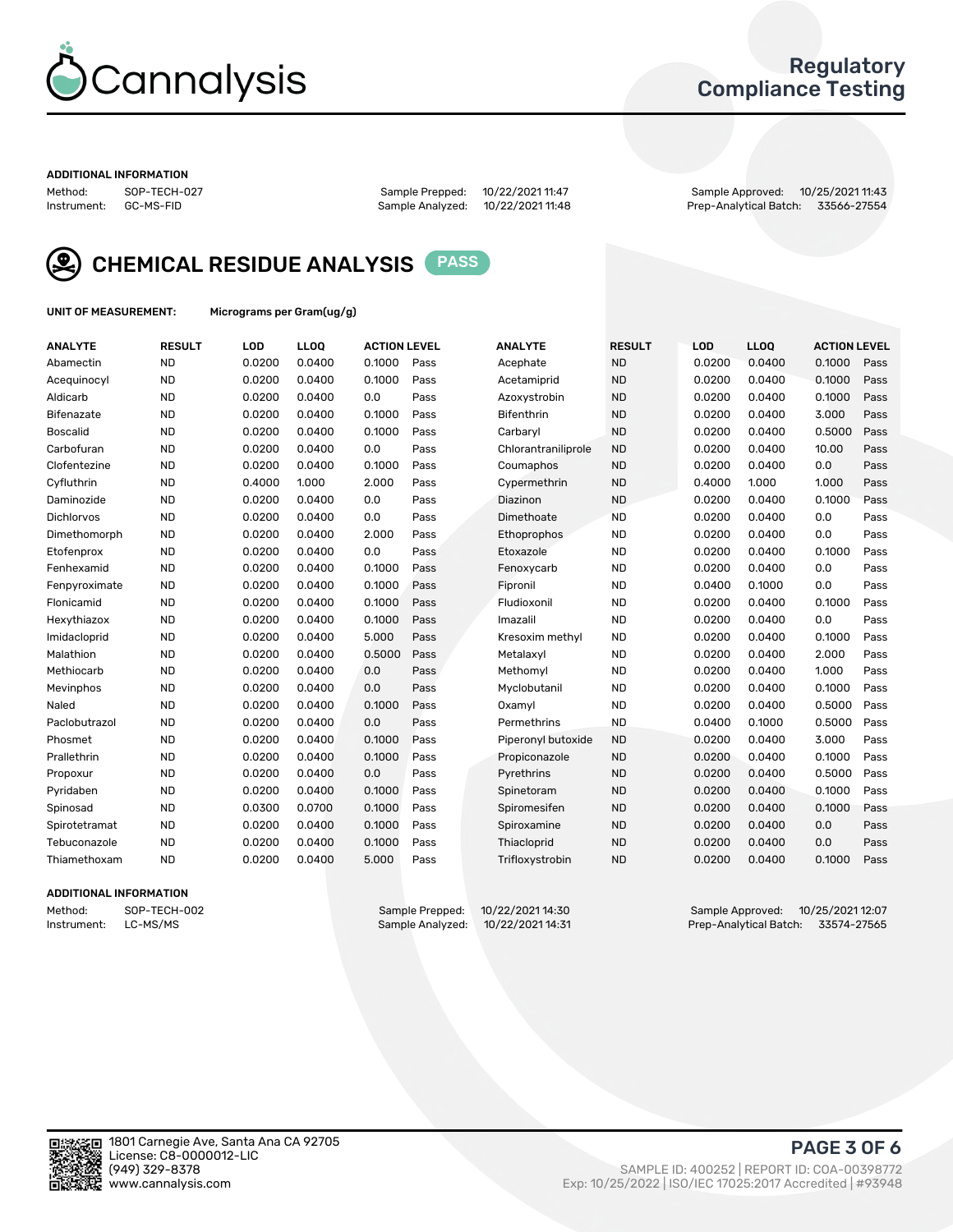# Cannalysis

## Regulatory Compliance Testing

**ADDITIONAL INFORMATION**

Method: SOP-TECH-027 | Sample Prepped: 10/22/2021 11:47 | Sample Approved: 10/25/2021 11:43
Instrument: GC-MS-FID | Sample Analyzed: 10/22/2021 11:48 | Prep-Analytical Batch: 33566-27554

## CHEMICAL RESIDUE ANALYSIS — PASS

**UNIT OF MEASUREMENT:** Micrograms per Gram(ug/g)

| ANALYTE | RESULT | LOD | LLOQ | ACTION LEVEL | | ANALYTE | RESULT | LOD | LLOQ | ACTION LEVEL | |
|---|---|---|---|---|---|---|---|---|---|---|---|
| Abamectin | ND | 0.0200 | 0.0400 | 0.1000 | Pass | Acephate | ND | 0.0200 | 0.0400 | 0.1000 | Pass |
| Acequinocyl | ND | 0.0200 | 0.0400 | 0.1000 | Pass | Acetamiprid | ND | 0.0200 | 0.0400 | 0.1000 | Pass |
| Aldicarb | ND | 0.0200 | 0.0400 | 0.0 | Pass | Azoxystrobin | ND | 0.0200 | 0.0400 | 0.1000 | Pass |
| Bifenazate | ND | 0.0200 | 0.0400 | 0.1000 | Pass | Bifenthrin | ND | 0.0200 | 0.0400 | 3.000 | Pass |
| Boscalid | ND | 0.0200 | 0.0400 | 0.1000 | Pass | Carbaryl | ND | 0.0200 | 0.0400 | 0.5000 | Pass |
| Carbofuran | ND | 0.0200 | 0.0400 | 0.0 | Pass | Chlorantraniliprole | ND | 0.0200 | 0.0400 | 10.00 | Pass |
| Clofentezine | ND | 0.0200 | 0.0400 | 0.1000 | Pass | Coumaphos | ND | 0.0200 | 0.0400 | 0.0 | Pass |
| Cyfluthrin | ND | 0.4000 | 1.000 | 2.000 | Pass | Cypermethrin | ND | 0.4000 | 1.000 | 1.000 | Pass |
| Daminozide | ND | 0.0200 | 0.0400 | 0.0 | Pass | Diazinon | ND | 0.0200 | 0.0400 | 0.1000 | Pass |
| Dichlorvos | ND | 0.0200 | 0.0400 | 0.0 | Pass | Dimethoate | ND | 0.0200 | 0.0400 | 0.0 | Pass |
| Dimethomorph | ND | 0.0200 | 0.0400 | 2.000 | Pass | Ethoprophos | ND | 0.0200 | 0.0400 | 0.0 | Pass |
| Etofenprox | ND | 0.0200 | 0.0400 | 0.0 | Pass | Etoxazole | ND | 0.0200 | 0.0400 | 0.1000 | Pass |
| Fenhexamid | ND | 0.0200 | 0.0400 | 0.1000 | Pass | Fenoxycarb | ND | 0.0200 | 0.0400 | 0.0 | Pass |
| Fenpyroximate | ND | 0.0200 | 0.0400 | 0.1000 | Pass | Fipronil | ND | 0.0400 | 0.1000 | 0.0 | Pass |
| Flonicamid | ND | 0.0200 | 0.0400 | 0.1000 | Pass | Fludioxonil | ND | 0.0200 | 0.0400 | 0.1000 | Pass |
| Hexythiazox | ND | 0.0200 | 0.0400 | 0.1000 | Pass | Imazalil | ND | 0.0200 | 0.0400 | 0.0 | Pass |
| Imidacloprid | ND | 0.0200 | 0.0400 | 5.000 | Pass | Kresoxim methyl | ND | 0.0200 | 0.0400 | 0.1000 | Pass |
| Malathion | ND | 0.0200 | 0.0400 | 0.5000 | Pass | Metalaxyl | ND | 0.0200 | 0.0400 | 2.000 | Pass |
| Methiocarb | ND | 0.0200 | 0.0400 | 0.0 | Pass | Methomyl | ND | 0.0200 | 0.0400 | 1.000 | Pass |
| Mevinphos | ND | 0.0200 | 0.0400 | 0.0 | Pass | Myclobutanil | ND | 0.0200 | 0.0400 | 0.1000 | Pass |
| Naled | ND | 0.0200 | 0.0400 | 0.1000 | Pass | Oxamyl | ND | 0.0200 | 0.0400 | 0.5000 | Pass |
| Paclobutrazol | ND | 0.0200 | 0.0400 | 0.0 | Pass | Permethrins | ND | 0.0400 | 0.1000 | 0.5000 | Pass |
| Phosmet | ND | 0.0200 | 0.0400 | 0.1000 | Pass | Piperonyl butoxide | ND | 0.0200 | 0.0400 | 3.000 | Pass |
| Prallethrin | ND | 0.0200 | 0.0400 | 0.1000 | Pass | Propiconazole | ND | 0.0200 | 0.0400 | 0.1000 | Pass |
| Propoxur | ND | 0.0200 | 0.0400 | 0.0 | Pass | Pyrethrins | ND | 0.0200 | 0.0400 | 0.5000 | Pass |
| Pyridaben | ND | 0.0200 | 0.0400 | 0.1000 | Pass | Spinetoram | ND | 0.0200 | 0.0400 | 0.1000 | Pass |
| Spinosad | ND | 0.0300 | 0.0700 | 0.1000 | Pass | Spiromesifen | ND | 0.0200 | 0.0400 | 0.1000 | Pass |
| Spirotetramat | ND | 0.0200 | 0.0400 | 0.1000 | Pass | Spiroxamine | ND | 0.0200 | 0.0400 | 0.0 | Pass |
| Tebuconazole | ND | 0.0200 | 0.0400 | 0.1000 | Pass | Thiacloprid | ND | 0.0200 | 0.0400 | 0.0 | Pass |
| Thiamethoxam | ND | 0.0200 | 0.0400 | 5.000 | Pass | Trifloxystrobin | ND | 0.0200 | 0.0400 | 0.1000 | Pass |

**ADDITIONAL INFORMATION**

Method: SOP-TECH-002 | Sample Prepped: 10/22/2021 14:30 | Sample Approved: 10/25/2021 12:07
Instrument: LC-MS/MS | Sample Analyzed: 10/22/2021 14:31 | Prep-Analytical Batch: 33574-27565

1801 Carnegie Ave, Santa Ana CA 92705
License: C8-0000012-LIC
(949) 329-8378
www.cannalysis.com

SAMPLE ID: 400252 | REPORT ID: COA-00398772
Exp: 10/25/2022 | ISO/IEC 17025:2017 Accredited | #93948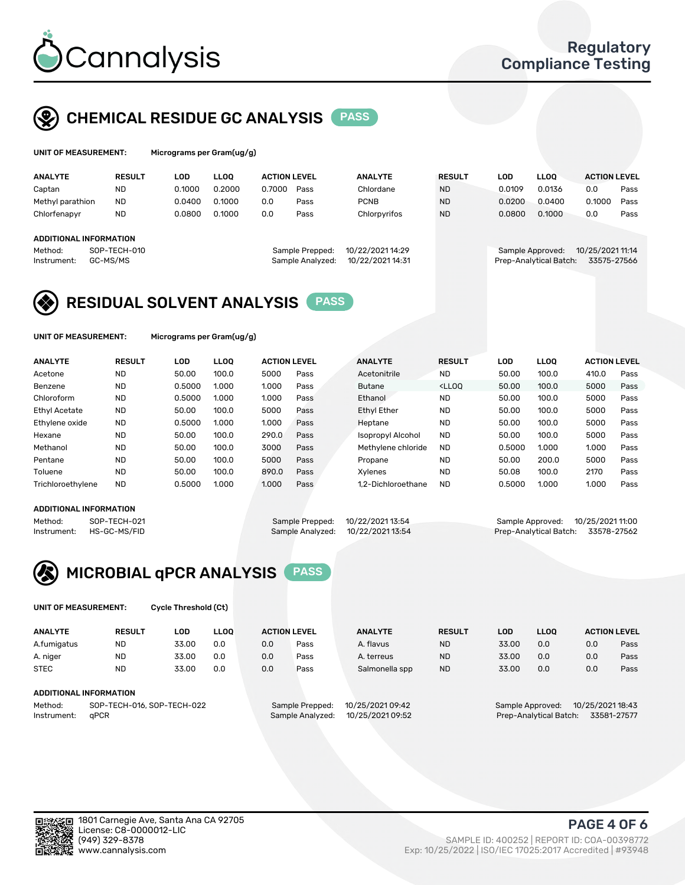Cannalysis

Regulatory Compliance Testing

## CHEMICAL RESIDUE GC ANALYSIS PASS

UNIT OF MEASUREMENT: Micrograms per Gram(ug/g)

| ANALYTE | RESULT | LOD | LLOQ | ACTION LEVEL | | ANALYTE | RESULT | LOD | LLOQ | ACTION LEVEL | |
|---|---|---|---|---|---|---|---|---|---|---|---|
| Captan | ND | 0.1000 | 0.2000 | 0.7000 | Pass | Chlordane | ND | 0.0109 | 0.0136 | 0.0 | Pass |
| Methyl parathion | ND | 0.0400 | 0.1000 | 0.0 | Pass | PCNB | ND | 0.0200 | 0.0400 | 0.1000 | Pass |
| Chlorfenapyr | ND | 0.0800 | 0.1000 | 0.0 | Pass | Chlorpyrifos | ND | 0.0800 | 0.1000 | 0.0 | Pass |

ADDITIONAL INFORMATION

Method: SOP-TECH-010
Instrument: GC-MS/MS
Sample Prepped: 10/22/2021 14:29
Sample Analyzed: 10/22/2021 14:31
Sample Approved: 10/25/2021 11:14
Prep-Analytical Batch: 33575-27566

## RESIDUAL SOLVENT ANALYSIS PASS

UNIT OF MEASUREMENT: Micrograms per Gram(ug/g)

| ANALYTE | RESULT | LOD | LLOQ | ACTION LEVEL | | ANALYTE | RESULT | LOD | LLOQ | ACTION LEVEL | |
|---|---|---|---|---|---|---|---|---|---|---|---|
| Acetone | ND | 50.00 | 100.0 | 5000 | Pass | Acetonitrile | ND | 50.00 | 100.0 | 410.0 | Pass |
| Benzene | ND | 0.5000 | 1.000 | 1.000 | Pass | Butane | <LLOQ | 50.00 | 100.0 | 5000 | Pass |
| Chloroform | ND | 0.5000 | 1.000 | 1.000 | Pass | Ethanol | ND | 50.00 | 100.0 | 5000 | Pass |
| Ethyl Acetate | ND | 50.00 | 100.0 | 5000 | Pass | Ethyl Ether | ND | 50.00 | 100.0 | 5000 | Pass |
| Ethylene oxide | ND | 0.5000 | 1.000 | 1.000 | Pass | Heptane | ND | 50.00 | 100.0 | 5000 | Pass |
| Hexane | ND | 50.00 | 100.0 | 290.0 | Pass | Isopropyl Alcohol | ND | 50.00 | 100.0 | 5000 | Pass |
| Methanol | ND | 50.00 | 100.0 | 3000 | Pass | Methylene chloride | ND | 0.5000 | 1.000 | 1.000 | Pass |
| Pentane | ND | 50.00 | 100.0 | 5000 | Pass | Propane | ND | 50.00 | 200.0 | 5000 | Pass |
| Toluene | ND | 50.00 | 100.0 | 890.0 | Pass | Xylenes | ND | 50.08 | 100.0 | 2170 | Pass |
| Trichloroethylene | ND | 0.5000 | 1.000 | 1.000 | Pass | 1,2-Dichloroethane | ND | 0.5000 | 1.000 | 1.000 | Pass |

ADDITIONAL INFORMATION

Method: SOP-TECH-021
Instrument: HS-GC-MS/FID
Sample Prepped: 10/22/2021 13:54
Sample Analyzed: 10/22/2021 13:54
Sample Approved: 10/25/2021 11:00
Prep-Analytical Batch: 33578-27562

## MICROBIAL qPCR ANALYSIS PASS

UNIT OF MEASUREMENT: Cycle Threshold (Ct)

| ANALYTE | RESULT | LOD | LLOQ | ACTION LEVEL | | ANALYTE | RESULT | LOD | LLOQ | ACTION LEVEL | |
|---|---|---|---|---|---|---|---|---|---|---|---|
| A.fumigatus | ND | 33.00 | 0.0 | 0.0 | Pass | A. flavus | ND | 33.00 | 0.0 | 0.0 | Pass |
| A. niger | ND | 33.00 | 0.0 | 0.0 | Pass | A. terreus | ND | 33.00 | 0.0 | 0.0 | Pass |
| STEC | ND | 33.00 | 0.0 | 0.0 | Pass | Salmonella spp | ND | 33.00 | 0.0 | 0.0 | Pass |

ADDITIONAL INFORMATION

Method: SOP-TECH-016, SOP-TECH-022
Instrument: qPCR
Sample Prepped: 10/25/2021 09:42
Sample Analyzed: 10/25/2021 09:52
Sample Approved: 10/25/2021 18:43
Prep-Analytical Batch: 33581-27577

1801 Carnegie Ave, Santa Ana CA 92705
License: C8-0000012-LIC
(949) 329-8378
www.cannalysis.com

SAMPLE ID: 400252 | REPORT ID: COA-00398772
Exp: 10/25/2022 | ISO/IEC 17025:2017 Accredited | #93948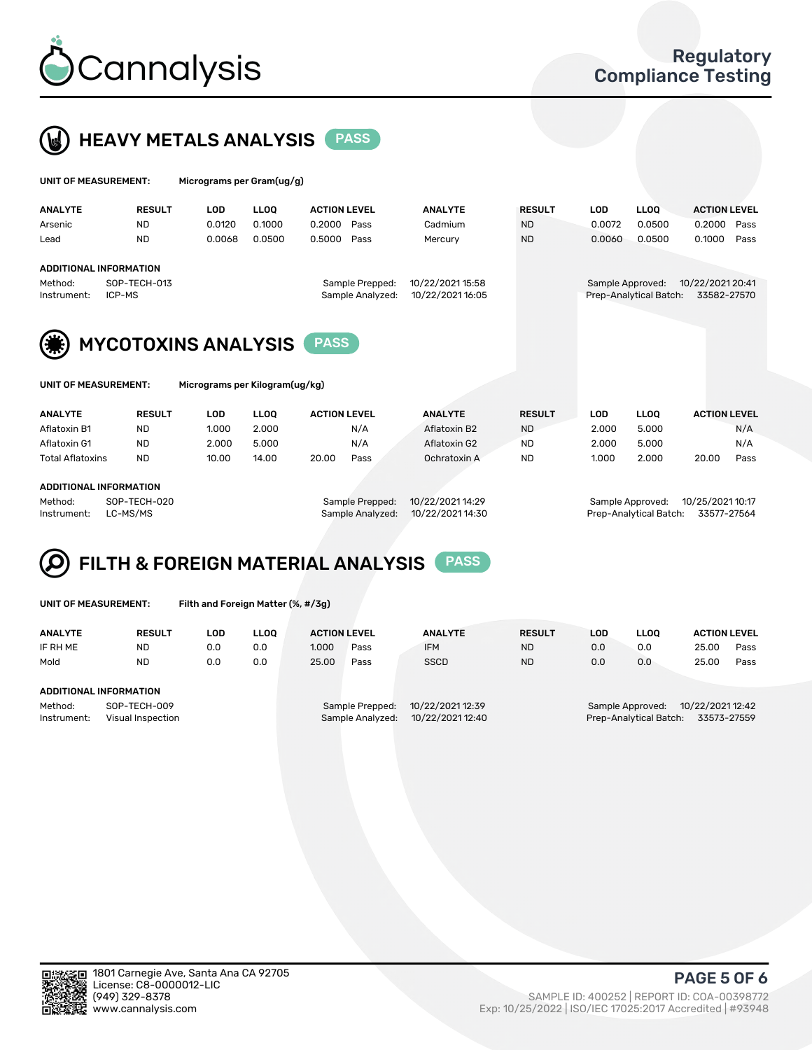Cannalysis

Regulatory Compliance Testing

## HEAVY METALS ANALYSIS PASS

**UNIT OF MEASUREMENT:** Micrograms per Gram(ug/g)

| ANALYTE | RESULT | LOD | LLOQ | ACTION LEVEL | | ANALYTE | RESULT | LOD | LLOQ | ACTION LEVEL | |
|---|---|---|---|---|---|---|---|---|---|---|---|
| Arsenic | ND | 0.0120 | 0.1000 | 0.2000 | Pass | Cadmium | ND | 0.0072 | 0.0500 | 0.2000 | Pass |
| Lead | ND | 0.0068 | 0.0500 | 0.5000 | Pass | Mercury | ND | 0.0060 | 0.0500 | 0.1000 | Pass |

**ADDITIONAL INFORMATION**

Method: SOP-TECH-013
Instrument: ICP-MS
Sample Prepped: 10/22/2021 15:58
Sample Analyzed: 10/22/2021 16:05
Sample Approved: 10/22/2021 20:41
Prep-Analytical Batch: 33582-27570

## MYCOTOXINS ANALYSIS PASS

**UNIT OF MEASUREMENT:** Micrograms per Kilogram(ug/kg)

| ANALYTE | RESULT | LOD | LLOQ | ACTION LEVEL | | ANALYTE | RESULT | LOD | LLOQ | ACTION LEVEL | |
|---|---|---|---|---|---|---|---|---|---|---|---|
| Aflatoxin B1 | ND | 1.000 | 2.000 | | N/A | Aflatoxin B2 | ND | 2.000 | 5.000 | | N/A |
| Aflatoxin G1 | ND | 2.000 | 5.000 | | N/A | Aflatoxin G2 | ND | 2.000 | 5.000 | | N/A |
| Total Aflatoxins | ND | 10.00 | 14.00 | 20.00 | Pass | Ochratoxin A | ND | 1.000 | 2.000 | 20.00 | Pass |

**ADDITIONAL INFORMATION**

Method: SOP-TECH-020
Instrument: LC-MS/MS
Sample Prepped: 10/22/2021 14:29
Sample Analyzed: 10/22/2021 14:30
Sample Approved: 10/25/2021 10:17
Prep-Analytical Batch: 33577-27564

## FILTH & FOREIGN MATERIAL ANALYSIS PASS

**UNIT OF MEASUREMENT:** Filth and Foreign Matter (%, #/3g)

| ANALYTE | RESULT | LOD | LLOQ | ACTION LEVEL | | ANALYTE | RESULT | LOD | LLOQ | ACTION LEVEL | |
|---|---|---|---|---|---|---|---|---|---|---|---|
| IF RH ME | ND | 0.0 | 0.0 | 1.000 | Pass | IFM | ND | 0.0 | 0.0 | 25.00 | Pass |
| Mold | ND | 0.0 | 0.0 | 25.00 | Pass | SSCD | ND | 0.0 | 0.0 | 25.00 | Pass |

**ADDITIONAL INFORMATION**

Method: SOP-TECH-009
Instrument: Visual Inspection
Sample Prepped: 10/22/2021 12:39
Sample Analyzed: 10/22/2021 12:40
Sample Approved: 10/22/2021 12:42
Prep-Analytical Batch: 33573-27559

1801 Carnegie Ave, Santa Ana CA 92705
License: C8-0000012-LIC
(949) 329-8378
www.cannalysis.com

SAMPLE ID: 400252 | REPORT ID: COA-00398772
Exp: 10/25/2022 | ISO/IEC 17025:2017 Accredited | #93948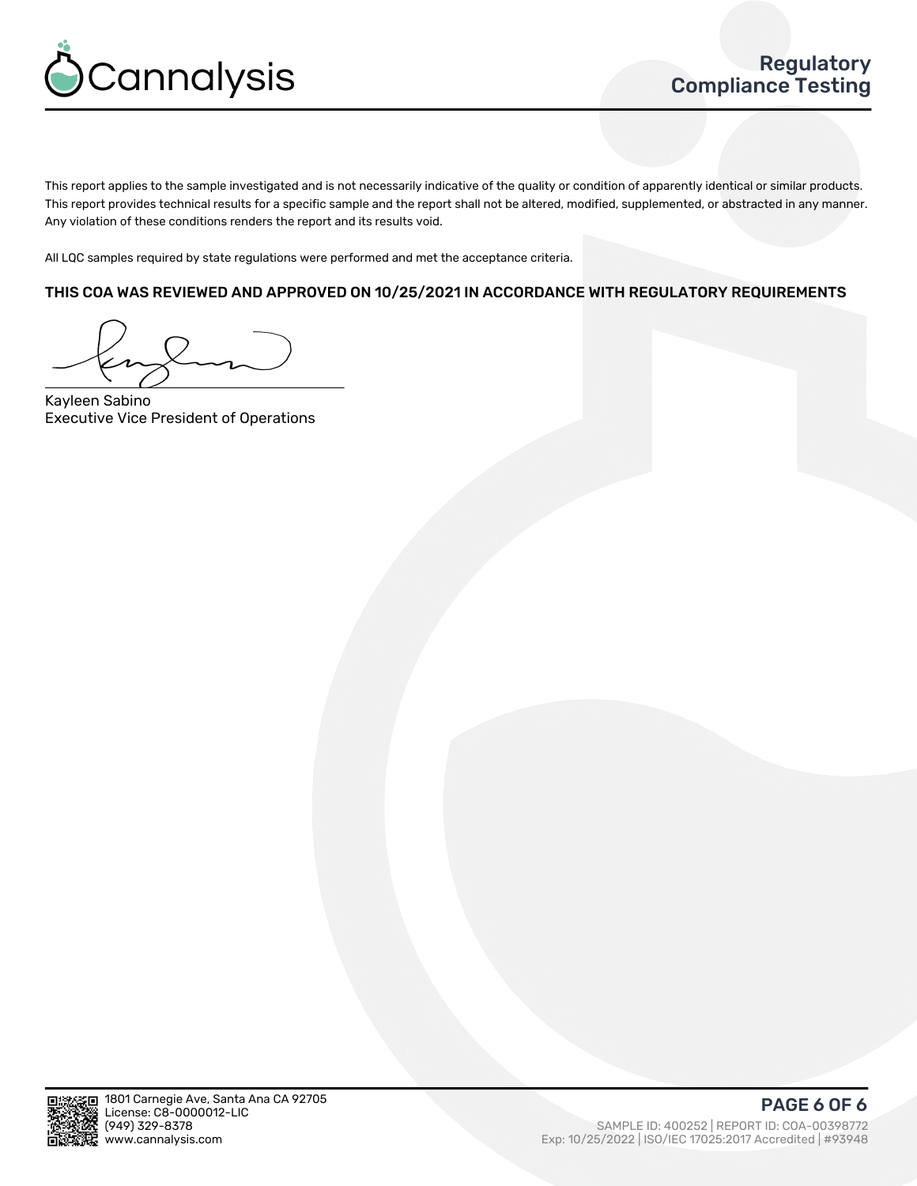This report applies to the sample investigated and is not necessarily indicative of the quality or condition of apparently identical or similar products. This report provides technical results for a specific sample and the report shall not be altered, modified, supplemented, or abstracted in any manner. Any violation of these conditions renders the report and its results void.

All LQC samples required by state regulations were performed and met the acceptance criteria.

**THIS COA WAS REVIEWED AND APPROVED ON 10/25/2021 IN ACCORDANCE WITH REGULATORY REQUIREMENTS**

Kayleen Sabino
Executive Vice President of Operations

1801 Carnegie Ave, Santa Ana CA 92705
License: C8-0000012-LIC
(949) 329-8378
www.cannalysis.com

SAMPLE ID: 400252 | REPORT ID: COA-00398772
Exp: 10/25/2022 | ISO/IEC 17025:2017 Accredited | #93948